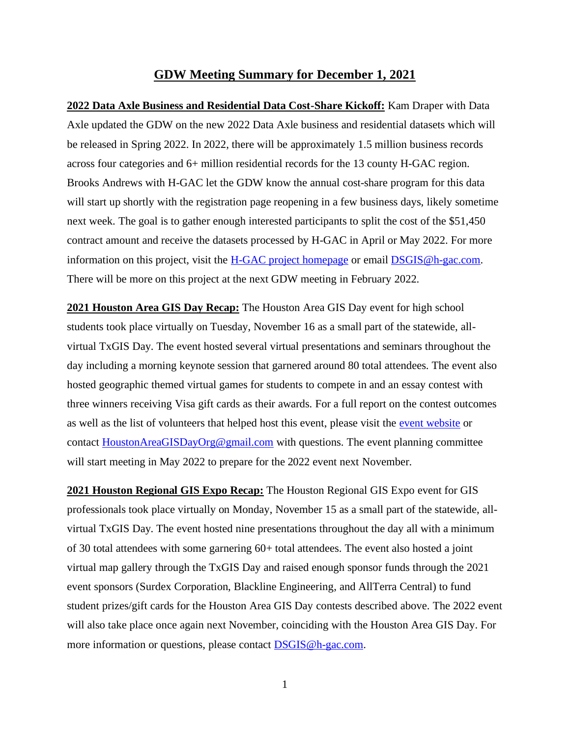# GDW Meeting Summary for December 1, 2021

**2022 Data Axle Business and Residential Data Cost-Share Kickoff:** Kam Draper with Data Axle updated the GDW on the new 2022 Data Axle business and residential datasets which will be released in Spring 2022. In 2022, there will be approximately 1.5 million business records across four categories and 6+ million residential records for the 13 county H-GAC region. Brooks Andrews with H-GAC let the GDW know the annual cost-share program for this data will start up shortly with the registration page reopening in a few business days, likely sometime next week. The goal is to gather enough interested participants to split the cost of the $51,450 contract amount and receive the datasets processed by H-GAC in April or May 2022. For more information on this project, visit the H-GAC project homepage or email DSGIS@h-gac.com. There will be more on this project at the next GDW meeting in February 2022.

**2021 Houston Area GIS Day Recap:** The Houston Area GIS Day event for high school students took place virtually on Tuesday, November 16 as a small part of the statewide, all-virtual TxGIS Day. The event hosted several virtual presentations and seminars throughout the day including a morning keynote session that garnered around 80 total attendees. The event also hosted geographic themed virtual games for students to compete in and an essay contest with three winners receiving Visa gift cards as their awards. For a full report on the contest outcomes as well as the list of volunteers that helped host this event, please visit the event website or contact HoustonAreaGISDayOrg@gmail.com with questions. The event planning committee will start meeting in May 2022 to prepare for the 2022 event next November.

**2021 Houston Regional GIS Expo Recap:** The Houston Regional GIS Expo event for GIS professionals took place virtually on Monday, November 15 as a small part of the statewide, all-virtual TxGIS Day. The event hosted nine presentations throughout the day all with a minimum of 30 total attendees with some garnering 60+ total attendees. The event also hosted a joint virtual map gallery through the TxGIS Day and raised enough sponsor funds through the 2021 event sponsors (Surdex Corporation, Blackline Engineering, and AllTerra Central) to fund student prizes/gift cards for the Houston Area GIS Day contests described above. The 2022 event will also take place once again next November, coinciding with the Houston Area GIS Day. For more information or questions, please contact DSGIS@h-gac.com.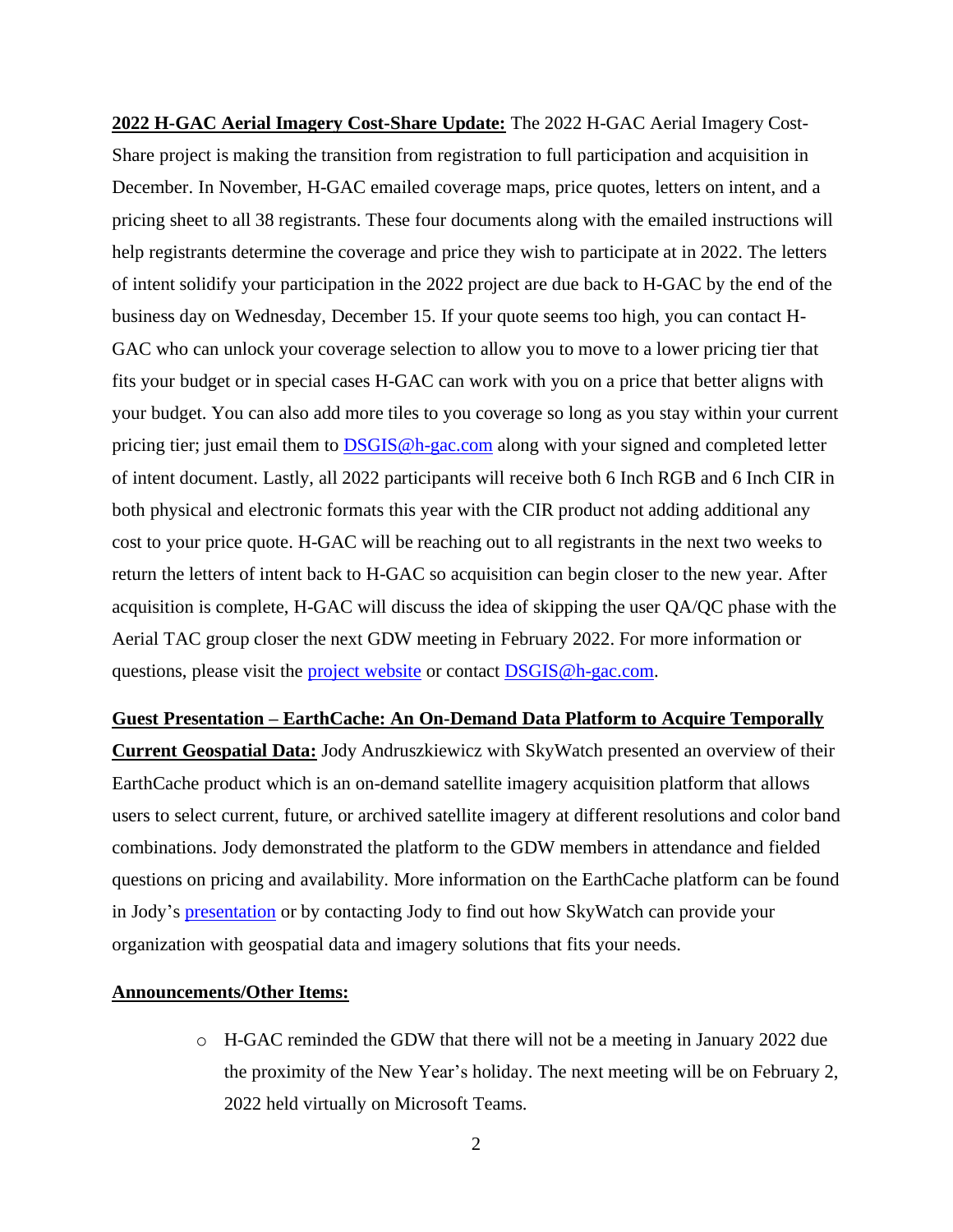**2022 H-GAC Aerial Imagery Cost-Share Update:** The 2022 H-GAC Aerial Imagery Cost-Share project is making the transition from registration to full participation and acquisition in December. In November, H-GAC emailed coverage maps, price quotes, letters on intent, and a pricing sheet to all 38 registrants. These four documents along with the emailed instructions will help registrants determine the coverage and price they wish to participate at in 2022. The letters of intent solidify your participation in the 2022 project are due back to H-GAC by the end of the business day on Wednesday, December 15. If your quote seems too high, you can contact H-GAC who can unlock your coverage selection to allow you to move to a lower pricing tier that fits your budget or in special cases H-GAC can work with you on a price that better aligns with your budget. You can also add more tiles to you coverage so long as you stay within your current pricing tier; just email them to DSGIS@h-gac.com along with your signed and completed letter of intent document. Lastly, all 2022 participants will receive both 6 Inch RGB and 6 Inch CIR in both physical and electronic formats this year with the CIR product not adding additional any cost to your price quote. H-GAC will be reaching out to all registrants in the next two weeks to return the letters of intent back to H-GAC so acquisition can begin closer to the new year. After acquisition is complete, H-GAC will discuss the idea of skipping the user QA/QC phase with the Aerial TAC group closer the next GDW meeting in February 2022. For more information or questions, please visit the project website or contact DSGIS@h-gac.com.

**Guest Presentation – EarthCache: An On-Demand Data Platform to Acquire Temporally Current Geospatial Data:** Jody Andruszkiewicz with SkyWatch presented an overview of their EarthCache product which is an on-demand satellite imagery acquisition platform that allows users to select current, future, or archived satellite imagery at different resolutions and color band combinations. Jody demonstrated the platform to the GDW members in attendance and fielded questions on pricing and availability. More information on the EarthCache platform can be found in Jody's presentation or by contacting Jody to find out how SkyWatch can provide your organization with geospatial data and imagery solutions that fits your needs.

**Announcements/Other Items:**

- H-GAC reminded the GDW that there will not be a meeting in January 2022 due the proximity of the New Year's holiday. The next meeting will be on February 2, 2022 held virtually on Microsoft Teams.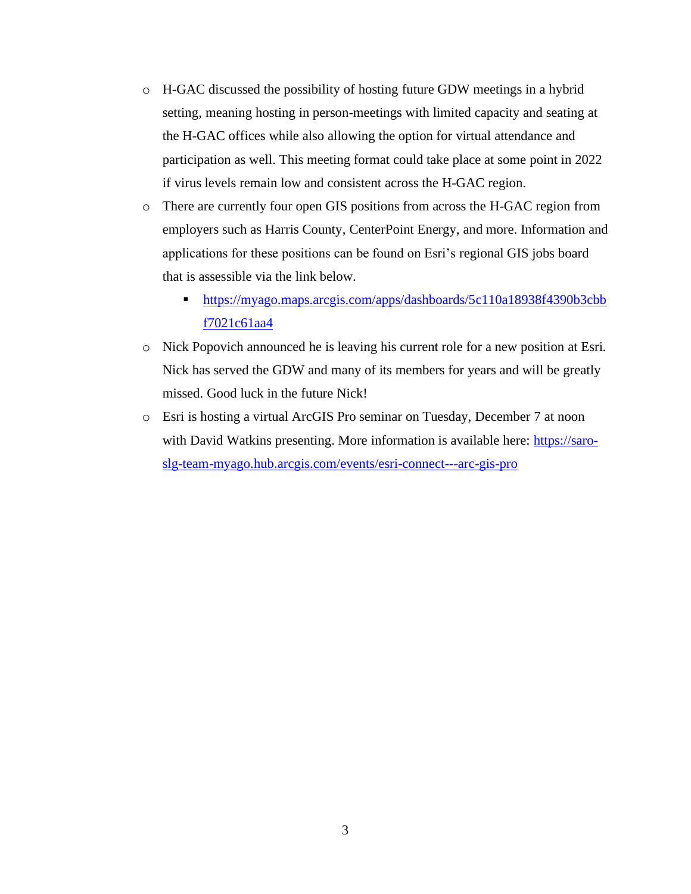- H-GAC discussed the possibility of hosting future GDW meetings in a hybrid setting, meaning hosting in person-meetings with limited capacity and seating at the H-GAC offices while also allowing the option for virtual attendance and participation as well. This meeting format could take place at some point in 2022 if virus levels remain low and consistent across the H-GAC region.
- There are currently four open GIS positions from across the H-GAC region from employers such as Harris County, CenterPoint Energy, and more. Information and applications for these positions can be found on Esri's regional GIS jobs board that is assessible via the link below.
  - https://myago.maps.arcgis.com/apps/dashboards/5c110a18938f4390b3cbbf7021c61aa4
- Nick Popovich announced he is leaving his current role for a new position at Esri. Nick has served the GDW and many of its members for years and will be greatly missed. Good luck in the future Nick!
- Esri is hosting a virtual ArcGIS Pro seminar on Tuesday, December 7 at noon with David Watkins presenting. More information is available here: https://saro-slg-team-myago.hub.arcgis.com/events/esri-connect---arc-gis-pro